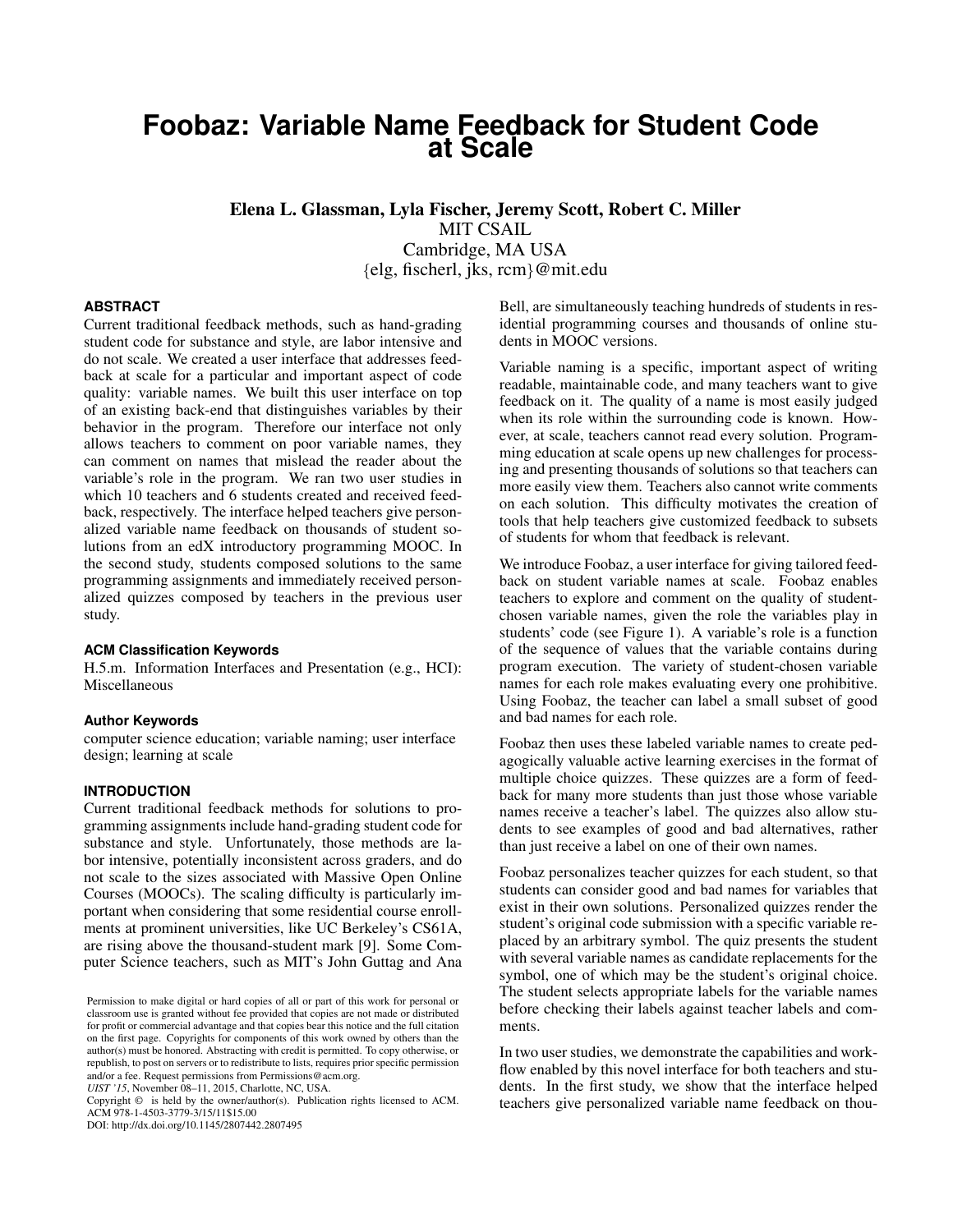# Foobaz: Variable Name Feedback for Student Code at Scale

**Elena L. Glassman, Lyla Fischer, Jeremy Scott, Robert C. Miller**
MIT CSAIL
Cambridge, MA USA
{elg, fischerl, jks, rcm}@mit.edu

## ABSTRACT

Current traditional feedback methods, such as hand-grading student code for substance and style, are labor intensive and do not scale. We created a user interface that addresses feedback at scale for a particular and important aspect of code quality: variable names. We built this user interface on top of an existing back-end that distinguishes variables by their behavior in the program. Therefore our interface not only allows teachers to comment on poor variable names, they can comment on names that mislead the reader about the variable's role in the program. We ran two user studies in which 10 teachers and 6 students created and received feedback, respectively. The interface helped teachers give personalized variable name feedback on thousands of student solutions from an edX introductory programming MOOC. In the second study, students composed solutions to the same programming assignments and immediately received personalized quizzes composed by teachers in the previous user study.

### ACM Classification Keywords

H.5.m. Information Interfaces and Presentation (e.g., HCI): Miscellaneous

### Author Keywords

computer science education; variable naming; user interface design; learning at scale

## INTRODUCTION

Current traditional feedback methods for solutions to programming assignments include hand-grading student code for substance and style. Unfortunately, those methods are labor intensive, potentially inconsistent across graders, and do not scale to the sizes associated with Massive Open Online Courses (MOOCs). The scaling difficulty is particularly important when considering that some residential course enrollments at prominent universities, like UC Berkeley's CS61A, are rising above the thousand-student mark [9]. Some Computer Science teachers, such as MIT's John Guttag and Ana Bell, are simultaneously teaching hundreds of students in residential programming courses and thousands of online students in MOOC versions.

Variable naming is a specific, important aspect of writing readable, maintainable code, and many teachers want to give feedback on it. The quality of a name is most easily judged when its role within the surrounding code is known. However, at scale, teachers cannot read every solution. Programming education at scale opens up new challenges for processing and presenting thousands of solutions so that teachers can more easily view them. Teachers also cannot write comments on each solution. This difficulty motivates the creation of tools that help teachers give customized feedback to subsets of students for whom that feedback is relevant.

We introduce Foobaz, a user interface for giving tailored feedback on student variable names at scale. Foobaz enables teachers to explore and comment on the quality of student-chosen variable names, given the role the variables play in students' code (see Figure 1). A variable's role is a function of the sequence of values that the variable contains during program execution. The variety of student-chosen variable names for each role makes evaluating every one prohibitive. Using Foobaz, the teacher can label a small subset of good and bad names for each role.

Foobaz then uses these labeled variable names to create pedagogically valuable active learning exercises in the format of multiple choice quizzes. These quizzes are a form of feedback for many more students than just those whose variable names receive a teacher's label. The quizzes also allow students to see examples of good and bad alternatives, rather than just receive a label on one of their own names.

Foobaz personalizes teacher quizzes for each student, so that students can consider good and bad names for variables that exist in their own solutions. Personalized quizzes render the student's original code submission with a specific variable replaced by an arbitrary symbol. The quiz presents the student with several variable names as candidate replacements for the symbol, one of which may be the student's original choice. The student selects appropriate labels for the variable names before checking their labels against teacher labels and comments.

In two user studies, we demonstrate the capabilities and workflow enabled by this novel interface for both teachers and students. In the first study, we show that the interface helped teachers give personalized variable name feedback on thou-

Permission to make digital or hard copies of all or part of this work for personal or classroom use is granted without fee provided that copies are not made or distributed for profit or commercial advantage and that copies bear this notice and the full citation on the first page. Copyrights for components of this work owned by others than the author(s) must be honored. Abstracting with credit is permitted. To copy otherwise, or republish, to post on servers or to redistribute to lists, requires prior specific permission and/or a fee. Request permissions from Permissions@acm.org.
*UIST '15*, November 08–11, 2015, Charlotte, NC, USA.
Copyright © is held by the owner/author(s). Publication rights licensed to ACM.
ACM 978-1-4503-3779-3/15/11$15.00
DOI: http://dx.doi.org/10.1145/2807442.2807495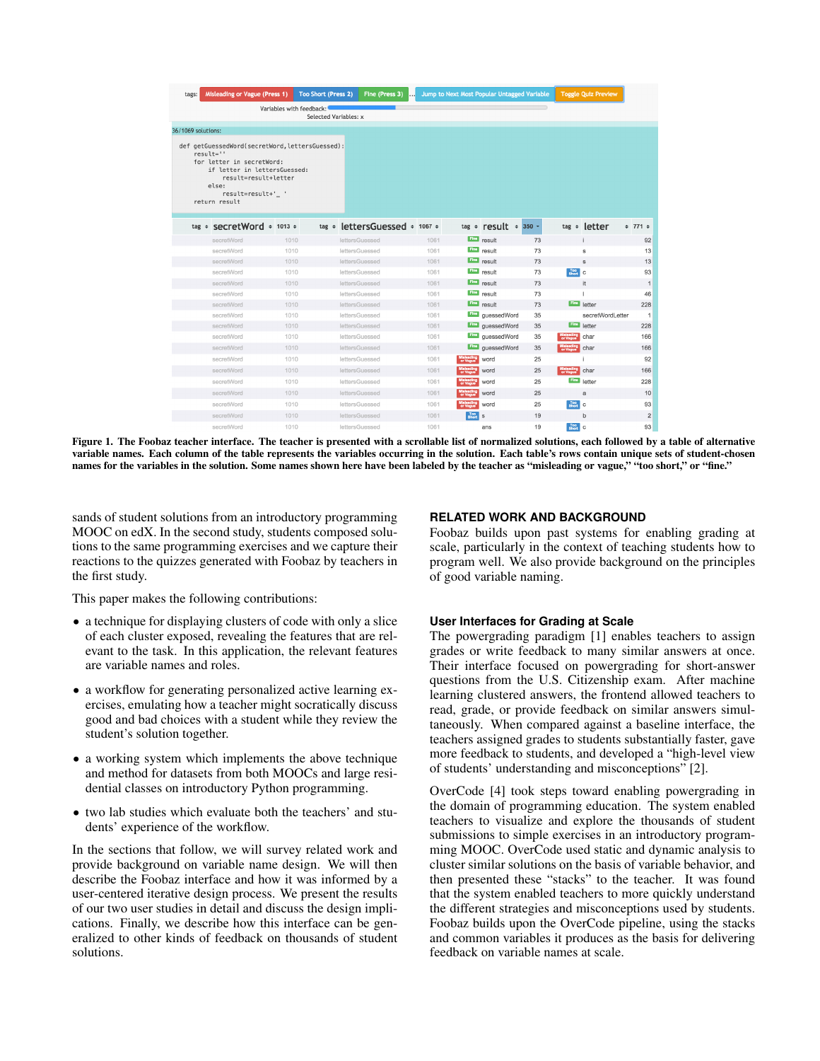Figure 1. The Foobaz teacher interface. The teacher is presented with a scrollable list of normalized solutions, each followed by a table of alternative variable names. Each column of the table represents the variables occurring in the solution. Each table's rows contain unique sets of student-chosen names for the variables in the solution. Some names shown here have been labeled by the teacher as "misleading or vague," "too short," or "fine."

sands of student solutions from an introductory programming MOOC on edX. In the second study, students composed solutions to the same programming exercises and we capture their reactions to the quizzes generated with Foobaz by teachers in the first study.

This paper makes the following contributions:

- a technique for displaying clusters of code with only a slice of each cluster exposed, revealing the features that are relevant to the task. In this application, the relevant features are variable names and roles.
- a workflow for generating personalized active learning exercises, emulating how a teacher might socratically discuss good and bad choices with a student while they review the student's solution together.
- a working system which implements the above technique and method for datasets from both MOOCs and large residential classes on introductory Python programming.
- two lab studies which evaluate both the teachers' and students' experience of the workflow.

In the sections that follow, we will survey related work and provide background on variable name design. We will then describe the Foobaz interface and how it was informed by a user-centered iterative design process. We present the results of our two user studies in detail and discuss the design implications. Finally, we describe how this interface can be generalized to other kinds of feedback on thousands of student solutions.

## RELATED WORK AND BACKGROUND

Foobaz builds upon past systems for enabling grading at scale, particularly in the context of teaching students how to program well. We also provide background on the principles of good variable naming.

### User Interfaces for Grading at Scale

The powergrading paradigm [1] enables teachers to assign grades or write feedback to many similar answers at once. Their interface focused on powergrading for short-answer questions from the U.S. Citizenship exam. After machine learning clustered answers, the frontend allowed teachers to read, grade, or provide feedback on similar answers simultaneously. When compared against a baseline interface, the teachers assigned grades to students substantially faster, gave more feedback to students, and developed a "high-level view of students' understanding and misconceptions" [2].

OverCode [4] took steps toward enabling powergrading in the domain of programming education. The system enabled teachers to visualize and explore the thousands of student submissions to simple exercises in an introductory programming MOOC. OverCode used static and dynamic analysis to cluster similar solutions on the basis of variable behavior, and then presented these "stacks" to the teacher. It was found that the system enabled teachers to more quickly understand the different strategies and misconceptions used by students. Foobaz builds upon the OverCode pipeline, using the stacks and common variables it produces as the basis for delivering feedback on variable names at scale.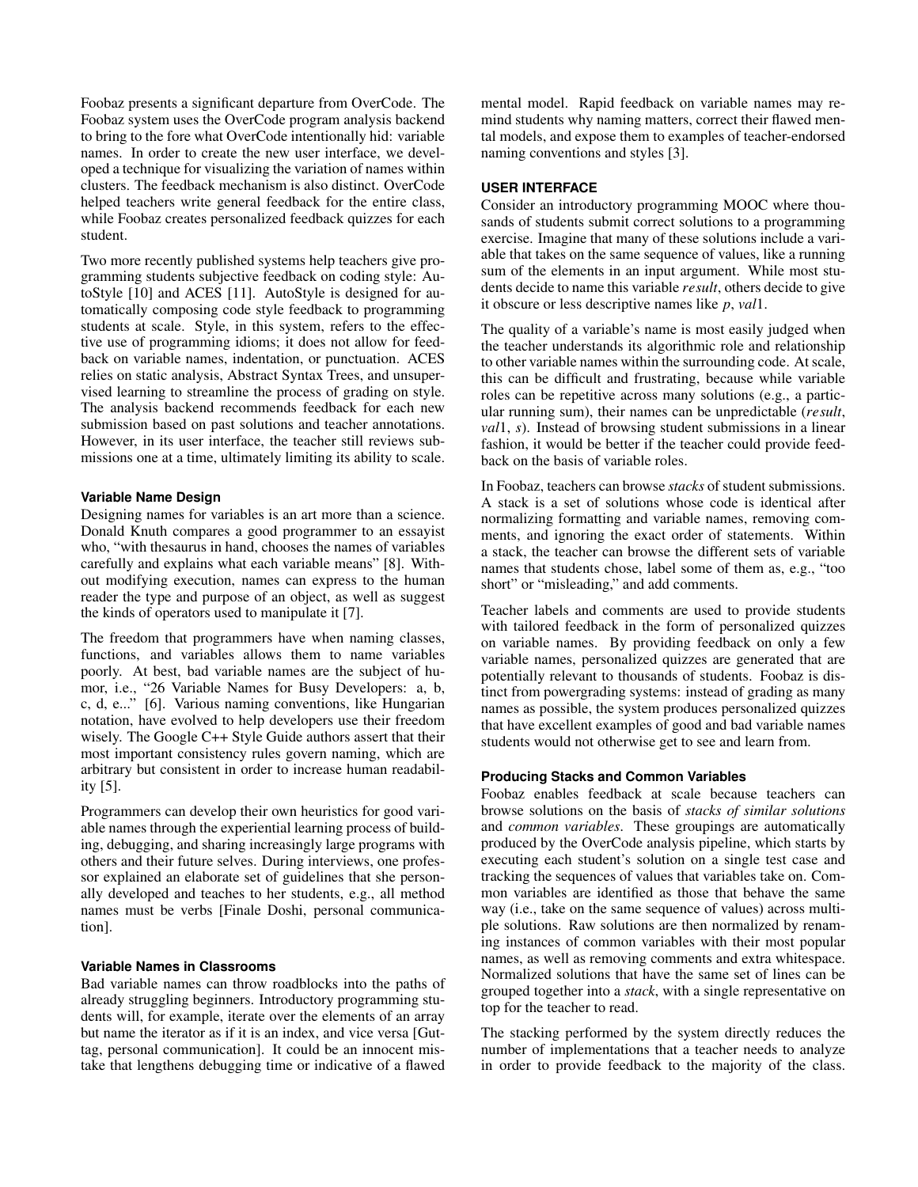Foobaz presents a significant departure from OverCode. The Foobaz system uses the OverCode program analysis backend to bring to the fore what OverCode intentionally hid: variable names. In order to create the new user interface, we developed a technique for visualizing the variation of names within clusters. The feedback mechanism is also distinct. OverCode helped teachers write general feedback for the entire class, while Foobaz creates personalized feedback quizzes for each student.

Two more recently published systems help teachers give programming students subjective feedback on coding style: AutoStyle [10] and ACES [11]. AutoStyle is designed for automatically composing code style feedback to programming students at scale. Style, in this system, refers to the effective use of programming idioms; it does not allow for feedback on variable names, indentation, or punctuation. ACES relies on static analysis, Abstract Syntax Trees, and unsupervised learning to streamline the process of grading on style. The analysis backend recommends feedback for each new submission based on past solutions and teacher annotations. However, in its user interface, the teacher still reviews submissions one at a time, ultimately limiting its ability to scale.

### Variable Name Design

Designing names for variables is an art more than a science. Donald Knuth compares a good programmer to an essayist who, "with thesaurus in hand, chooses the names of variables carefully and explains what each variable means" [8]. Without modifying execution, names can express to the human reader the type and purpose of an object, as well as suggest the kinds of operators used to manipulate it [7].

The freedom that programmers have when naming classes, functions, and variables allows them to name variables poorly. At best, bad variable names are the subject of humor, i.e., "26 Variable Names for Busy Developers: a, b, c, d, e..." [6]. Various naming conventions, like Hungarian notation, have evolved to help developers use their freedom wisely. The Google C++ Style Guide authors assert that their most important consistency rules govern naming, which are arbitrary but consistent in order to increase human readability [5].

Programmers can develop their own heuristics for good variable names through the experiential learning process of building, debugging, and sharing increasingly large programs with others and their future selves. During interviews, one professor explained an elaborate set of guidelines that she personally developed and teaches to her students, e.g., all method names must be verbs [Finale Doshi, personal communication].

### Variable Names in Classrooms

Bad variable names can throw roadblocks into the paths of already struggling beginners. Introductory programming students will, for example, iterate over the elements of an array but name the iterator as if it is an index, and vice versa [Guttag, personal communication]. It could be an innocent mistake that lengthens debugging time or indicative of a flawed mental model. Rapid feedback on variable names may remind students why naming matters, correct their flawed mental models, and expose them to examples of teacher-endorsed naming conventions and styles [3].

## USER INTERFACE

Consider an introductory programming MOOC where thousands of students submit correct solutions to a programming exercise. Imagine that many of these solutions include a variable that takes on the same sequence of values, like a running sum of the elements in an input argument. While most students decide to name this variable *result*, others decide to give it obscure or less descriptive names like *p*, *val*1.

The quality of a variable's name is most easily judged when the teacher understands its algorithmic role and relationship to other variable names within the surrounding code. At scale, this can be difficult and frustrating, because while variable roles can be repetitive across many solutions (e.g., a particular running sum), their names can be unpredictable (*result*, *val*1, *s*). Instead of browsing student submissions in a linear fashion, it would be better if the teacher could provide feedback on the basis of variable roles.

In Foobaz, teachers can browse *stacks* of student submissions. A stack is a set of solutions whose code is identical after normalizing formatting and variable names, removing comments, and ignoring the exact order of statements. Within a stack, the teacher can browse the different sets of variable names that students chose, label some of them as, e.g., "too short" or "misleading," and add comments.

Teacher labels and comments are used to provide students with tailored feedback in the form of personalized quizzes on variable names. By providing feedback on only a few variable names, personalized quizzes are generated that are potentially relevant to thousands of students. Foobaz is distinct from powergrading systems: instead of grading as many names as possible, the system produces personalized quizzes that have excellent examples of good and bad variable names students would not otherwise get to see and learn from.

### Producing Stacks and Common Variables

Foobaz enables feedback at scale because teachers can browse solutions on the basis of *stacks of similar solutions* and *common variables*. These groupings are automatically produced by the OverCode analysis pipeline, which starts by executing each student's solution on a single test case and tracking the sequences of values that variables take on. Common variables are identified as those that behave the same way (i.e., take on the same sequence of values) across multiple solutions. Raw solutions are then normalized by renaming instances of common variables with their most popular names, as well as removing comments and extra whitespace. Normalized solutions that have the same set of lines can be grouped together into a *stack*, with a single representative on top for the teacher to read.

The stacking performed by the system directly reduces the number of implementations that a teacher needs to analyze in order to provide feedback to the majority of the class.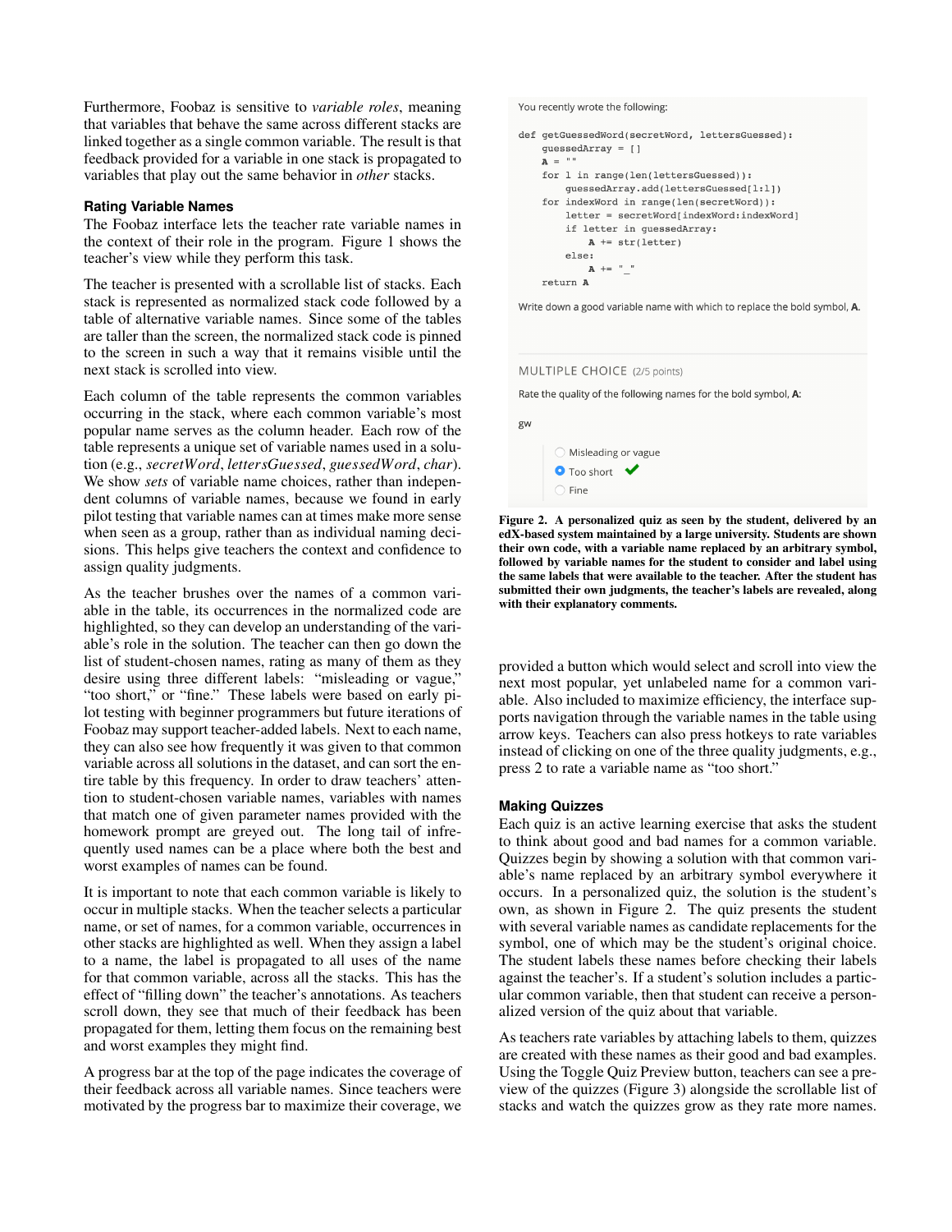Furthermore, Foobaz is sensitive to *variable roles*, meaning that variables that behave the same across different stacks are linked together as a single common variable. The result is that feedback provided for a variable in one stack is propagated to variables that play out the same behavior in *other* stacks.

### Rating Variable Names

The Foobaz interface lets the teacher rate variable names in the context of their role in the program. Figure 1 shows the teacher's view while they perform this task.

The teacher is presented with a scrollable list of stacks. Each stack is represented as normalized stack code followed by a table of alternative variable names. Since some of the tables are taller than the screen, the normalized stack code is pinned to the screen in such a way that it remains visible until the next stack is scrolled into view.

Each column of the table represents the common variables occurring in the stack, where each common variable's most popular name serves as the column header. Each row of the table represents a unique set of variable names used in a solution (e.g., *secretWord*, *lettersGuessed*, *guessedWord*, *char*). We show *sets* of variable name choices, rather than independent columns of variable names, because we found in early pilot testing that variable names can at times make more sense when seen as a group, rather than as individual naming decisions. This helps give teachers the context and confidence to assign quality judgments.

As the teacher brushes over the names of a common variable in the table, its occurrences in the normalized code are highlighted, so they can develop an understanding of the variable's role in the solution. The teacher can then go down the list of student-chosen names, rating as many of them as they desire using three different labels: "misleading or vague," "too short," or "fine." These labels were based on early pilot testing with beginner programmers but future iterations of Foobaz may support teacher-added labels. Next to each name, they can also see how frequently it was given to that common variable across all solutions in the dataset, and can sort the entire table by this frequency. In order to draw teachers' attention to student-chosen variable names, variables with names that match one of given parameter names provided with the homework prompt are greyed out. The long tail of infrequently used names can be a place where both the best and worst examples of names can be found.

It is important to note that each common variable is likely to occur in multiple stacks. When the teacher selects a particular name, or set of names, for a common variable, occurrences in other stacks are highlighted as well. When they assign a label to a name, the label is propagated to all uses of the name for that common variable, across all the stacks. This has the effect of "filling down" the teacher's annotations. As teachers scroll down, they see that much of their feedback has been propagated for them, letting them focus on the remaining best and worst examples they might find.

A progress bar at the top of the page indicates the coverage of their feedback across all variable names. Since teachers were motivated by the progress bar to maximize their coverage, we provided a button which would select and scroll into view the next most popular, yet unlabeled name for a common variable. Also included to maximize efficiency, the interface supports navigation through the variable names in the table using arrow keys. Teachers can also press hotkeys to rate variables instead of clicking on one of the three quality judgments, e.g., press 2 to rate a variable name as "too short."

You recently wrote the following:

```
def getGuessedWord(secretWord, lettersGuessed):
    guessedArray = []
    A = ""
    for l in range(len(lettersGuessed)):
        guessedArray.add(lettersGuessed[l:l])
    for indexWord in range(len(secretWord)):
        letter = secretWord[indexWord:indexWord]
        if letter in guessedArray:
            A += str(letter)
        else:
            A += "_"
    return A
```

Write down a good variable name with which to replace the bold symbol, **A**.

MULTIPLE CHOICE (2/5 points)

Rate the quality of the following names for the bold symbol, **A**:

gw

- ○ Misleading or vague
- ● Too short ✔
- ○ Fine

**Figure 2. A personalized quiz as seen by the student, delivered by an edX-based system maintained by a large university. Students are shown their own code, with a variable name replaced by an arbitrary symbol, followed by variable names for the student to consider and label using the same labels that were available to the teacher. After the student has submitted their own judgments, the teacher's labels are revealed, along with their explanatory comments.**

### Making Quizzes

Each quiz is an active learning exercise that asks the student to think about good and bad names for a common variable. Quizzes begin by showing a solution with that common variable's name replaced by an arbitrary symbol everywhere it occurs. In a personalized quiz, the solution is the student's own, as shown in Figure 2. The quiz presents the student with several variable names as candidate replacements for the symbol, one of which may be the student's original choice. The student labels these names before checking their labels against the teacher's. If a student's solution includes a particular common variable, then that student can receive a personalized version of the quiz about that variable.

As teachers rate variables by attaching labels to them, quizzes are created with these names as their good and bad examples. Using the Toggle Quiz Preview button, teachers can see a preview of the quizzes (Figure 3) alongside the scrollable list of stacks and watch the quizzes grow as they rate more names.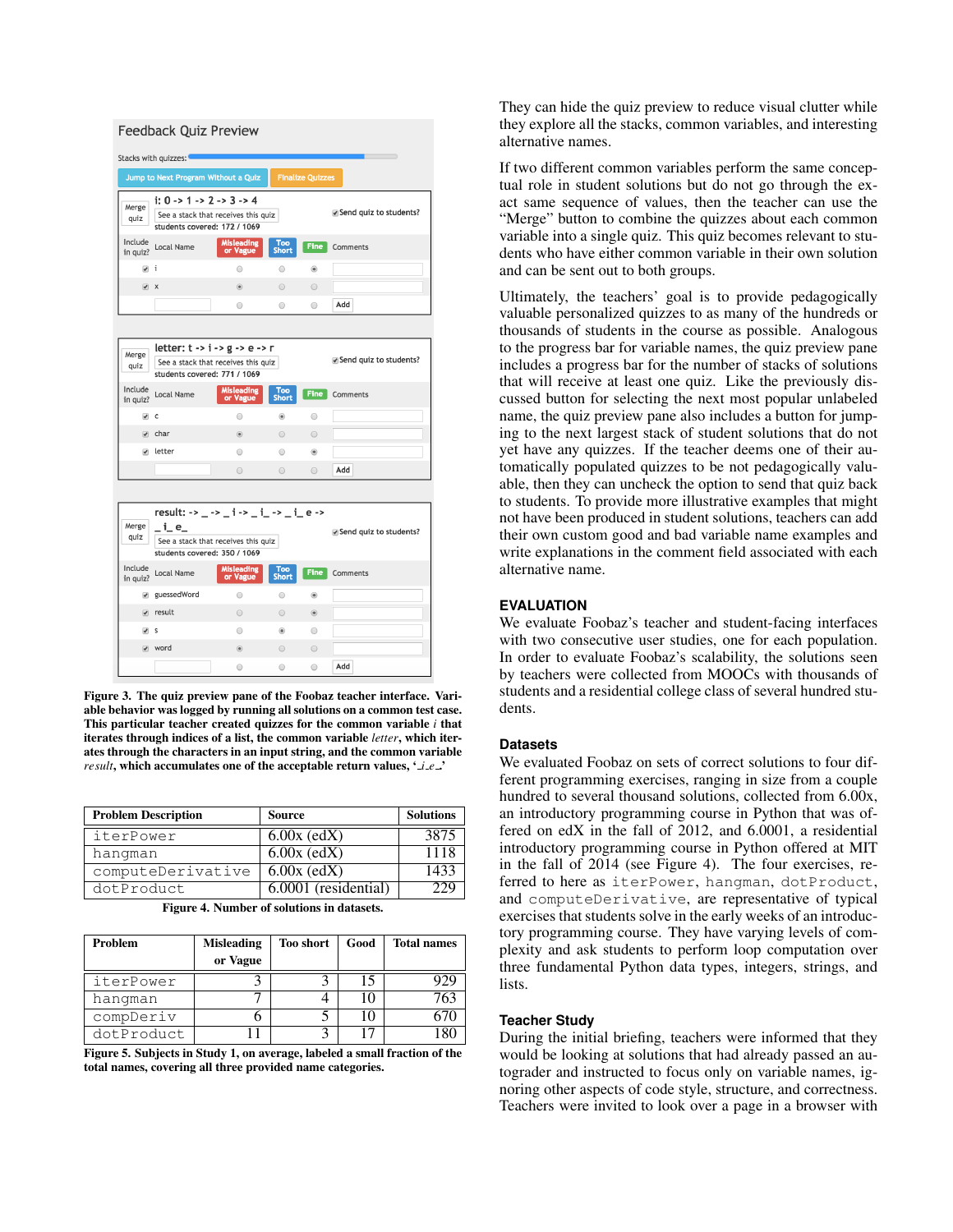Figure 3. The quiz preview pane of the Foobaz teacher interface. Variable behavior was logged by running all solutions on a common test case. This particular teacher created quizzes for the common variable *i* that iterates through indices of a list, the common variable *letter*, which iterates through the characters in an input string, and the common variable *result*, which accumulates one of the acceptable return values, '_i_e_'

| Problem Description | Source | Solutions |
|---|---|---|
| iterPower | 6.00x (edX) | 3875 |
| hangman | 6.00x (edX) | 1118 |
| computeDerivative | 6.00x (edX) | 1433 |
| dotProduct | 6.0001 (residential) | 229 |

Figure 4. Number of solutions in datasets.

| Problem | Misleading or Vague | Too short | Good | Total names |
|---|---|---|---|---|
| iterPower | 3 | 3 | 15 | 929 |
| hangman | 7 | 4 | 10 | 763 |
| compDeriv | 6 | 5 | 10 | 670 |
| dotProduct | 11 | 3 | 17 | 180 |

Figure 5. Subjects in Study 1, on average, labeled a small fraction of the total names, covering all three provided name categories.

They can hide the quiz preview to reduce visual clutter while they explore all the stacks, common variables, and interesting alternative names.

If two different common variables perform the same conceptual role in student solutions but do not go through the exact same sequence of values, then the teacher can use the "Merge" button to combine the quizzes about each common variable into a single quiz. This quiz becomes relevant to students who have either common variable in their own solution and can be sent out to both groups.

Ultimately, the teachers' goal is to provide pedagogically valuable personalized quizzes to as many of the hundreds or thousands of students in the course as possible. Analogous to the progress bar for variable names, the quiz preview pane includes a progress bar for the number of stacks of solutions that will receive at least one quiz. Like the previously discussed button for selecting the next most popular unlabeled name, the quiz preview pane also includes a button for jumping to the next largest stack of student solutions that do not yet have any quizzes. If the teacher deems one of their automatically populated quizzes to be not pedagogically valuable, then they can uncheck the option to send that quiz back to students. To provide more illustrative examples that might not have been produced in student solutions, teachers can add their own custom good and bad variable name examples and write explanations in the comment field associated with each alternative name.

## EVALUATION

We evaluate Foobaz's teacher and student-facing interfaces with two consecutive user studies, one for each population. In order to evaluate Foobaz's scalability, the solutions seen by teachers were collected from MOOCs with thousands of students and a residential college class of several hundred students.

### Datasets

We evaluated Foobaz on sets of correct solutions to four different programming exercises, ranging in size from a couple hundred to several thousand solutions, collected from 6.00x, an introductory programming course in Python that was offered on edX in the fall of 2012, and 6.0001, a residential introductory programming course in Python offered at MIT in the fall of 2014 (see Figure 4). The four exercises, referred to here as iterPower, hangman, dotProduct, and computeDerivative, are representative of typical exercises that students solve in the early weeks of an introductory programming course. They have varying levels of complexity and ask students to perform loop computation over three fundamental Python data types, integers, strings, and lists.

### Teacher Study

During the initial briefing, teachers were informed that they would be looking at solutions that had already passed an autograder and instructed to focus only on variable names, ignoring other aspects of code style, structure, and correctness. Teachers were invited to look over a page in a browser with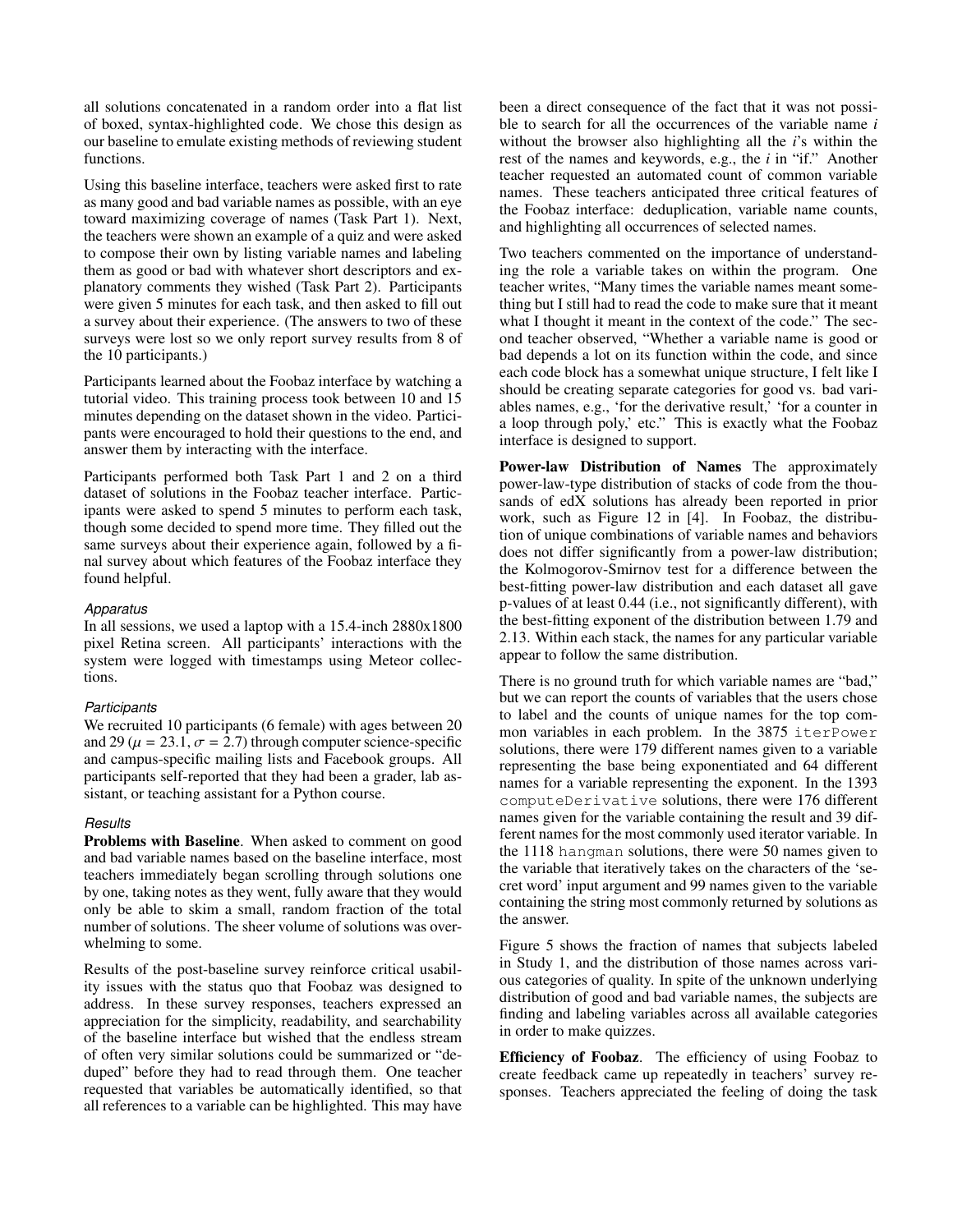all solutions concatenated in a random order into a flat list of boxed, syntax-highlighted code. We chose this design as our baseline to emulate existing methods of reviewing student functions.

Using this baseline interface, teachers were asked first to rate as many good and bad variable names as possible, with an eye toward maximizing coverage of names (Task Part 1). Next, the teachers were shown an example of a quiz and were asked to compose their own by listing variable names and labeling them as good or bad with whatever short descriptors and explanatory comments they wished (Task Part 2). Participants were given 5 minutes for each task, and then asked to fill out a survey about their experience. (The answers to two of these surveys were lost so we only report survey results from 8 of the 10 participants.)

Participants learned about the Foobaz interface by watching a tutorial video. This training process took between 10 and 15 minutes depending on the dataset shown in the video. Participants were encouraged to hold their questions to the end, and answer them by interacting with the interface.

Participants performed both Task Part 1 and 2 on a third dataset of solutions in the Foobaz teacher interface. Participants were asked to spend 5 minutes to perform each task, though some decided to spend more time. They filled out the same surveys about their experience again, followed by a final survey about which features of the Foobaz interface they found helpful.

#### *Apparatus*

In all sessions, we used a laptop with a 15.4-inch 2880x1800 pixel Retina screen. All participants' interactions with the system were logged with timestamps using Meteor collections.

#### *Participants*

We recruited 10 participants (6 female) with ages between 20 and 29 ($\mu$ = 23.1, $\sigma$ = 2.7) through computer science-specific and campus-specific mailing lists and Facebook groups. All participants self-reported that they had been a grader, lab assistant, or teaching assistant for a Python course.

#### *Results*

**Problems with Baseline**. When asked to comment on good and bad variable names based on the baseline interface, most teachers immediately began scrolling through solutions one by one, taking notes as they went, fully aware that they would only be able to skim a small, random fraction of the total number of solutions. The sheer volume of solutions was overwhelming to some.

Results of the post-baseline survey reinforce critical usability issues with the status quo that Foobaz was designed to address. In these survey responses, teachers expressed an appreciation for the simplicity, readability, and searchability of the baseline interface but wished that the endless stream of often very similar solutions could be summarized or "deduped" before they had to read through them. One teacher requested that variables be automatically identified, so that all references to a variable can be highlighted. This may have been a direct consequence of the fact that it was not possible to search for all the occurrences of the variable name *i* without the browser also highlighting all the *i*'s within the rest of the names and keywords, e.g., the *i* in "if." Another teacher requested an automated count of common variable names. These teachers anticipated three critical features of the Foobaz interface: deduplication, variable name counts, and highlighting all occurrences of selected names.

Two teachers commented on the importance of understanding the role a variable takes on within the program. One teacher writes, "Many times the variable names meant something but I still had to read the code to make sure that it meant what I thought it meant in the context of the code." The second teacher observed, "Whether a variable name is good or bad depends a lot on its function within the code, and since each code block has a somewhat unique structure, I felt like I should be creating separate categories for good vs. bad variables names, e.g., 'for the derivative result,' 'for a counter in a loop through poly,' etc." This is exactly what the Foobaz interface is designed to support.

**Power-law Distribution of Names** The approximately power-law-type distribution of stacks of code from the thousands of edX solutions has already been reported in prior work, such as Figure 12 in [4]. In Foobaz, the distribution of unique combinations of variable names and behaviors does not differ significantly from a power-law distribution; the Kolmogorov-Smirnov test for a difference between the best-fitting power-law distribution and each dataset all gave p-values of at least 0.44 (i.e., not significantly different), with the best-fitting exponent of the distribution between 1.79 and 2.13. Within each stack, the names for any particular variable appear to follow the same distribution.

There is no ground truth for which variable names are "bad," but we can report the counts of variables that the users chose to label and the counts of unique names for the top common variables in each problem. In the 3875 `iterPower` solutions, there were 179 different names given to a variable representing the base being exponentiated and 64 different names for a variable representing the exponent. In the 1393 `computeDerivative` solutions, there were 176 different names given for the variable containing the result and 39 different names for the most commonly used iterator variable. In the 1118 `hangman` solutions, there were 50 names given to the variable that iteratively takes on the characters of the 'secret word' input argument and 99 names given to the variable containing the string most commonly returned by solutions as the answer.

Figure 5 shows the fraction of names that subjects labeled in Study 1, and the distribution of those names across various categories of quality. In spite of the unknown underlying distribution of good and bad variable names, the subjects are finding and labeling variables across all available categories in order to make quizzes.

**Efficiency of Foobaz**. The efficiency of using Foobaz to create feedback came up repeatedly in teachers' survey responses. Teachers appreciated the feeling of doing the task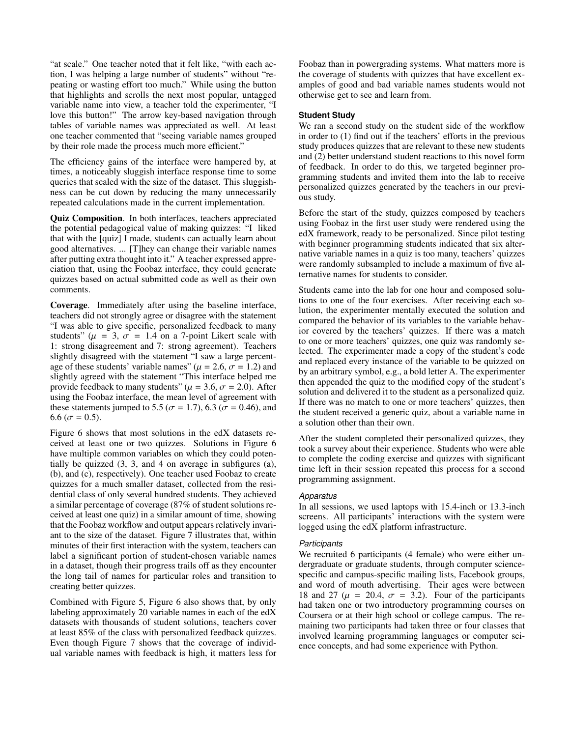"at scale." One teacher noted that it felt like, "with each action, I was helping a large number of students" without "repeating or wasting effort too much." While using the button that highlights and scrolls the next most popular, untagged variable name into view, a teacher told the experimenter, "I love this button!" The arrow key-based navigation through tables of variable names was appreciated as well. At least one teacher commented that "seeing variable names grouped by their role made the process much more efficient."

The efficiency gains of the interface were hampered by, at times, a noticeably sluggish interface response time to some queries that scaled with the size of the dataset. This sluggishness can be cut down by reducing the many unnecessarily repeated calculations made in the current implementation.

**Quiz Composition**. In both interfaces, teachers appreciated the potential pedagogical value of making quizzes: "I liked that with the [quiz] I made, students can actually learn about good alternatives. ... [T]hey can change their variable names after putting extra thought into it." A teacher expressed appreciation that, using the Foobaz interface, they could generate quizzes based on actual submitted code as well as their own comments.

**Coverage**. Immediately after using the baseline interface, teachers did not strongly agree or disagree with the statement "I was able to give specific, personalized feedback to many students" ($\mu$ = 3, $\sigma$ = 1.4 on a 7-point Likert scale with 1: strong disagreement and 7: strong agreement). Teachers slightly disagreed with the statement "I saw a large percentage of these students' variable names" ($\mu$ = 2.6, $\sigma$ = 1.2) and slightly agreed with the statement "This interface helped me provide feedback to many students" ($\mu$ = 3.6, $\sigma$ = 2.0). After using the Foobaz interface, the mean level of agreement with these statements jumped to 5.5 ($\sigma$ = 1.7), 6.3 ($\sigma$ = 0.46), and 6.6 ($\sigma$ = 0.5).

Figure 6 shows that most solutions in the edX datasets received at least one or two quizzes. Solutions in Figure 6 have multiple common variables on which they could potentially be quizzed (3, 3, and 4 on average in subfigures (a), (b), and (c), respectively). One teacher used Foobaz to create quizzes for a much smaller dataset, collected from the residential class of only several hundred students. They achieved a similar percentage of coverage (87% of student solutions received at least one quiz) in a similar amount of time, showing that the Foobaz workflow and output appears relatively invariant to the size of the dataset. Figure 7 illustrates that, within minutes of their first interaction with the system, teachers can label a significant portion of student-chosen variable names in a dataset, though their progress trails off as they encounter the long tail of names for particular roles and transition to creating better quizzes.

Combined with Figure 5, Figure 6 also shows that, by only labeling approximately 20 variable names in each of the edX datasets with thousands of student solutions, teachers cover at least 85% of the class with personalized feedback quizzes. Even though Figure 7 shows that the coverage of individual variable names with feedback is high, it matters less for Foobaz than in powergrading systems. What matters more is the coverage of students with quizzes that have excellent examples of good and bad variable names students would not otherwise get to see and learn from.

## Student Study

We ran a second study on the student side of the workflow in order to (1) find out if the teachers' efforts in the previous study produces quizzes that are relevant to these new students and (2) better understand student reactions to this novel form of feedback. In order to do this, we targeted beginner programming students and invited them into the lab to receive personalized quizzes generated by the teachers in our previous study.

Before the start of the study, quizzes composed by teachers using Foobaz in the first user study were rendered using the edX framework, ready to be personalized. Since pilot testing with beginner programming students indicated that six alternative variable names in a quiz is too many, teachers' quizzes were randomly subsampled to include a maximum of five alternative names for students to consider.

Students came into the lab for one hour and composed solutions to one of the four exercises. After receiving each solution, the experimenter mentally executed the solution and compared the behavior of its variables to the variable behavior covered by the teachers' quizzes. If there was a match to one or more teachers' quizzes, one quiz was randomly selected. The experimenter made a copy of the student's code and replaced every instance of the variable to be quizzed on by an arbitrary symbol, e.g., a bold letter A. The experimenter then appended the quiz to the modified copy of the student's solution and delivered it to the student as a personalized quiz. If there was no match to one or more teachers' quizzes, then the student received a generic quiz, about a variable name in a solution other than their own.

After the student completed their personalized quizzes, they took a survey about their experience. Students who were able to complete the coding exercise and quizzes with significant time left in their session repeated this process for a second programming assignment.

### *Apparatus*

In all sessions, we used laptops with 15.4-inch or 13.3-inch screens. All participants' interactions with the system were logged using the edX platform infrastructure.

### *Participants*

We recruited 6 participants (4 female) who were either undergraduate or graduate students, through computer science-specific and campus-specific mailing lists, Facebook groups, and word of mouth advertising. Their ages were between 18 and 27 ($\mu$ = 20.4, $\sigma$ = 3.2). Four of the participants had taken one or two introductory programming courses on Coursera or at their high school or college campus. The remaining two participants had taken three or four classes that involved learning programming languages or computer science concepts, and had some experience with Python.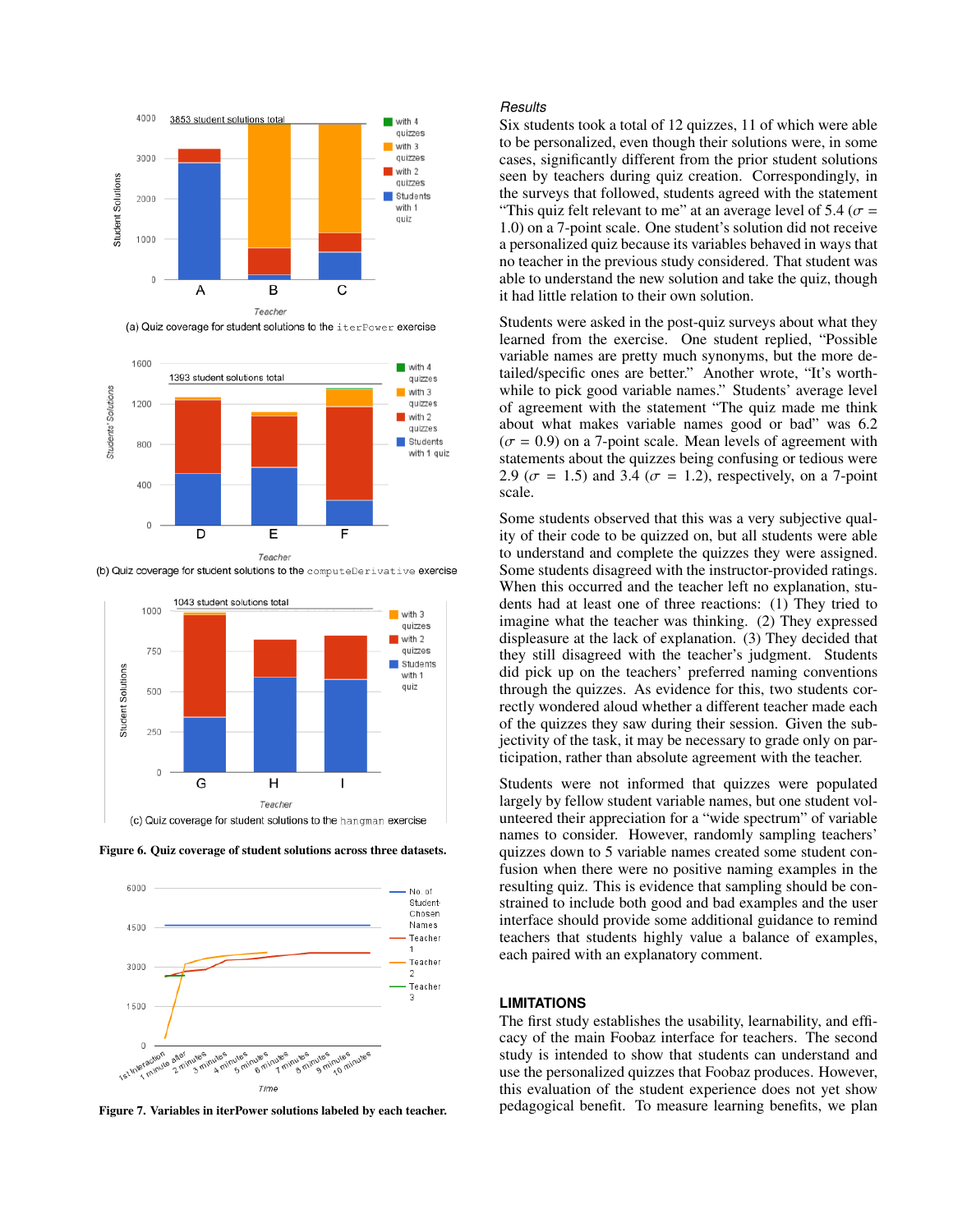(a) Quiz coverage for student solutions to the `iterPower` exercise

(b) Quiz coverage for student solutions to the `computeDerivative` exercise

(c) Quiz coverage for student solutions to the `hangman` exercise

**Figure 6. Quiz coverage of student solutions across three datasets.**

**Figure 7. Variables in iterPower solutions labeled by each teacher.**

### *Results*

Six students took a total of 12 quizzes, 11 of which were able to be personalized, even though their solutions were, in some cases, significantly different from the prior student solutions seen by teachers during quiz creation. Correspondingly, in the surveys that followed, students agreed with the statement "This quiz felt relevant to me" at an average level of 5.4 ($\sigma$ = 1.0) on a 7-point scale. One student's solution did not receive a personalized quiz because its variables behaved in ways that no teacher in the previous study considered. That student was able to understand the new solution and take the quiz, though it had little relation to their own solution.

Students were asked in the post-quiz surveys about what they learned from the exercise. One student replied, "Possible variable names are pretty much synonyms, but the more detailed/specific ones are better." Another wrote, "It's worthwhile to pick good variable names." Students' average level of agreement with the statement "The quiz made me think about what makes variable names good or bad" was 6.2 ($\sigma$ = 0.9) on a 7-point scale. Mean levels of agreement with statements about the quizzes being confusing or tedious were 2.9 ($\sigma$ = 1.5) and 3.4 ($\sigma$ = 1.2), respectively, on a 7-point scale.

Some students observed that this was a very subjective quality of their code to be quizzed on, but all students were able to understand and complete the quizzes they were assigned. Some students disagreed with the instructor-provided ratings. When this occurred and the teacher left no explanation, students had at least one of three reactions: (1) They tried to imagine what the teacher was thinking. (2) They expressed displeasure at the lack of explanation. (3) They decided that they still disagreed with the teacher's judgment. Students did pick up on the teachers' preferred naming conventions through the quizzes. As evidence for this, two students correctly wondered aloud whether a different teacher made each of the quizzes they saw during their session. Given the subjectivity of the task, it may be necessary to grade only on participation, rather than absolute agreement with the teacher.

Students were not informed that quizzes were populated largely by fellow student variable names, but one student volunteered their appreciation for a "wide spectrum" of variable names to consider. However, randomly sampling teachers' quizzes down to 5 variable names created some student confusion when there were no positive naming examples in the resulting quiz. This is evidence that sampling should be constrained to include both good and bad examples and the user interface should provide some additional guidance to remind teachers that students highly value a balance of examples, each paired with an explanatory comment.

## LIMITATIONS

The first study establishes the usability, learnability, and efficacy of the main Foobaz interface for teachers. The second study is intended to show that students can understand and use the personalized quizzes that Foobaz produces. However, this evaluation of the student experience does not yet show pedagogical benefit. To measure learning benefits, we plan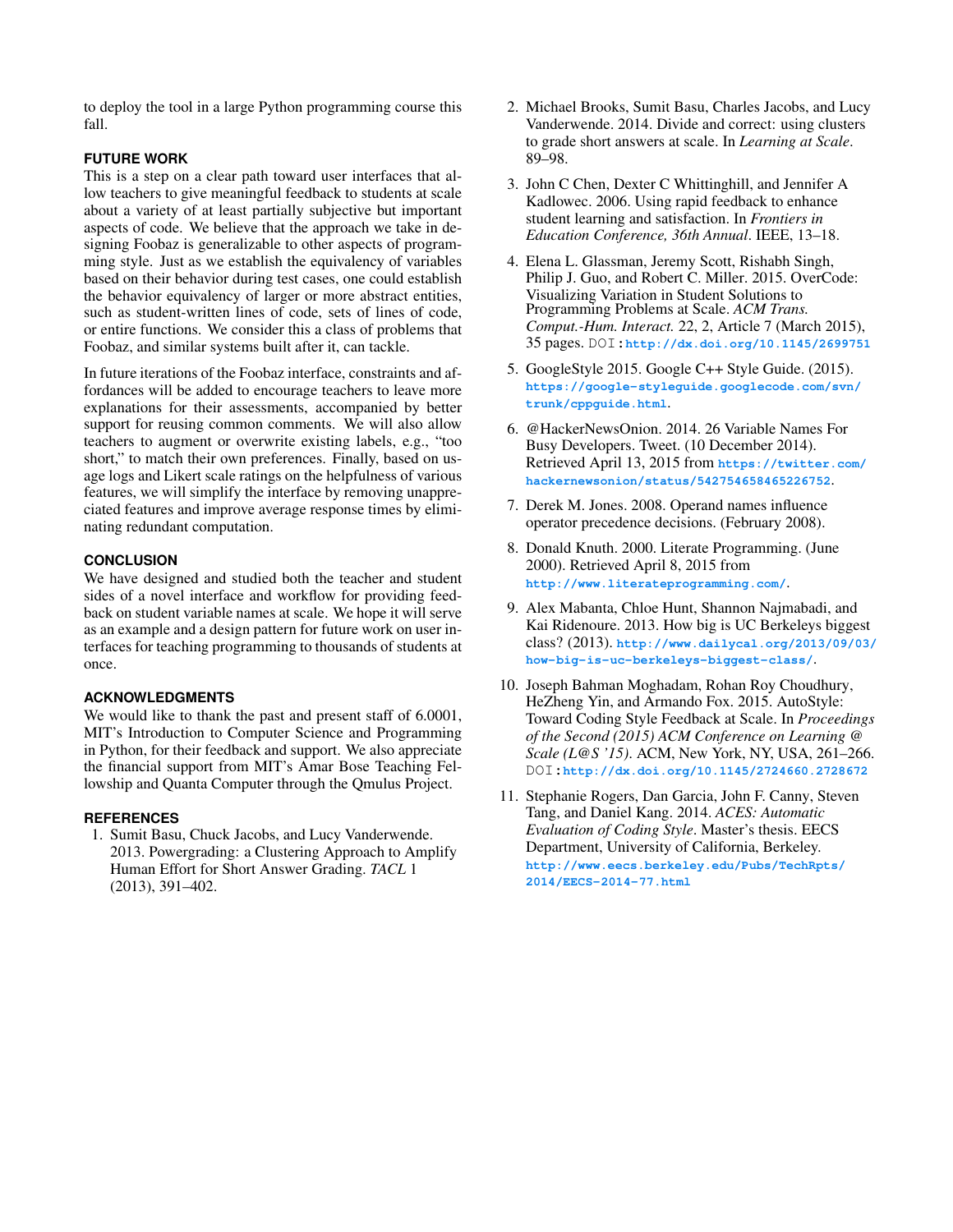to deploy the tool in a large Python programming course this fall.

## FUTURE WORK

This is a step on a clear path toward user interfaces that allow teachers to give meaningful feedback to students at scale about a variety of at least partially subjective but important aspects of code. We believe that the approach we take in designing Foobaz is generalizable to other aspects of programming style. Just as we establish the equivalency of variables based on their behavior during test cases, one could establish the behavior equivalency of larger or more abstract entities, such as student-written lines of code, sets of lines of code, or entire functions. We consider this a class of problems that Foobaz, and similar systems built after it, can tackle.

In future iterations of the Foobaz interface, constraints and affordances will be added to encourage teachers to leave more explanations for their assessments, accompanied by better support for reusing common comments. We will also allow teachers to augment or overwrite existing labels, e.g., "too short," to match their own preferences. Finally, based on usage logs and Likert scale ratings on the helpfulness of various features, we will simplify the interface by removing unappreciated features and improve average response times by eliminating redundant computation.

## CONCLUSION

We have designed and studied both the teacher and student sides of a novel interface and workflow for providing feedback on student variable names at scale. We hope it will serve as an example and a design pattern for future work on user interfaces for teaching programming to thousands of students at once.

## ACKNOWLEDGMENTS

We would like to thank the past and present staff of 6.0001, MIT's Introduction to Computer Science and Programming in Python, for their feedback and support. We also appreciate the financial support from MIT's Amar Bose Teaching Fellowship and Quanta Computer through the Qmulus Project.

## REFERENCES

1. Sumit Basu, Chuck Jacobs, and Lucy Vanderwende. 2013. Powergrading: a Clustering Approach to Amplify Human Effort for Short Answer Grading. *TACL* 1 (2013), 391–402.
2. Michael Brooks, Sumit Basu, Charles Jacobs, and Lucy Vanderwende. 2014. Divide and correct: using clusters to grade short answers at scale. In *Learning at Scale*. 89–98.
3. John C Chen, Dexter C Whittinghill, and Jennifer A Kadlowec. 2006. Using rapid feedback to enhance student learning and satisfaction. In *Frontiers in Education Conference, 36th Annual*. IEEE, 13–18.
4. Elena L. Glassman, Jeremy Scott, Rishabh Singh, Philip J. Guo, and Robert C. Miller. 2015. OverCode: Visualizing Variation in Student Solutions to Programming Problems at Scale. *ACM Trans. Comput.-Hum. Interact.* 22, 2, Article 7 (March 2015), 35 pages. DOI:http://dx.doi.org/10.1145/2699751
5. GoogleStyle 2015. Google C++ Style Guide. (2015). https://google-styleguide.googlecode.com/svn/trunk/cppguide.html.
6. @HackerNewsOnion. 2014. 26 Variable Names For Busy Developers. Tweet. (10 December 2014). Retrieved April 13, 2015 from https://twitter.com/hackernewsonion/status/542754658465226752.
7. Derek M. Jones. 2008. Operand names influence operator precedence decisions. (February 2008).
8. Donald Knuth. 2000. Literate Programming. (June 2000). Retrieved April 8, 2015 from http://www.literateprogramming.com/.
9. Alex Mabanta, Chloe Hunt, Shannon Najmabadi, and Kai Ridenoure. 2013. How big is UC Berkeleys biggest class? (2013). http://www.dailycal.org/2013/09/03/how-big-is-uc-berkeleys-biggest-class/.
10. Joseph Bahman Moghadam, Rohan Roy Choudhury, HeZheng Yin, and Armando Fox. 2015. AutoStyle: Toward Coding Style Feedback at Scale. In *Proceedings of the Second (2015) ACM Conference on Learning @ Scale (L@S '15)*. ACM, New York, NY, USA, 261–266. DOI:http://dx.doi.org/10.1145/2724660.2728672
11. Stephanie Rogers, Dan Garcia, John F. Canny, Steven Tang, and Daniel Kang. 2014. *ACES: Automatic Evaluation of Coding Style*. Master's thesis. EECS Department, University of California, Berkeley. http://www.eecs.berkeley.edu/Pubs/TechRpts/2014/EECS-2014-77.html